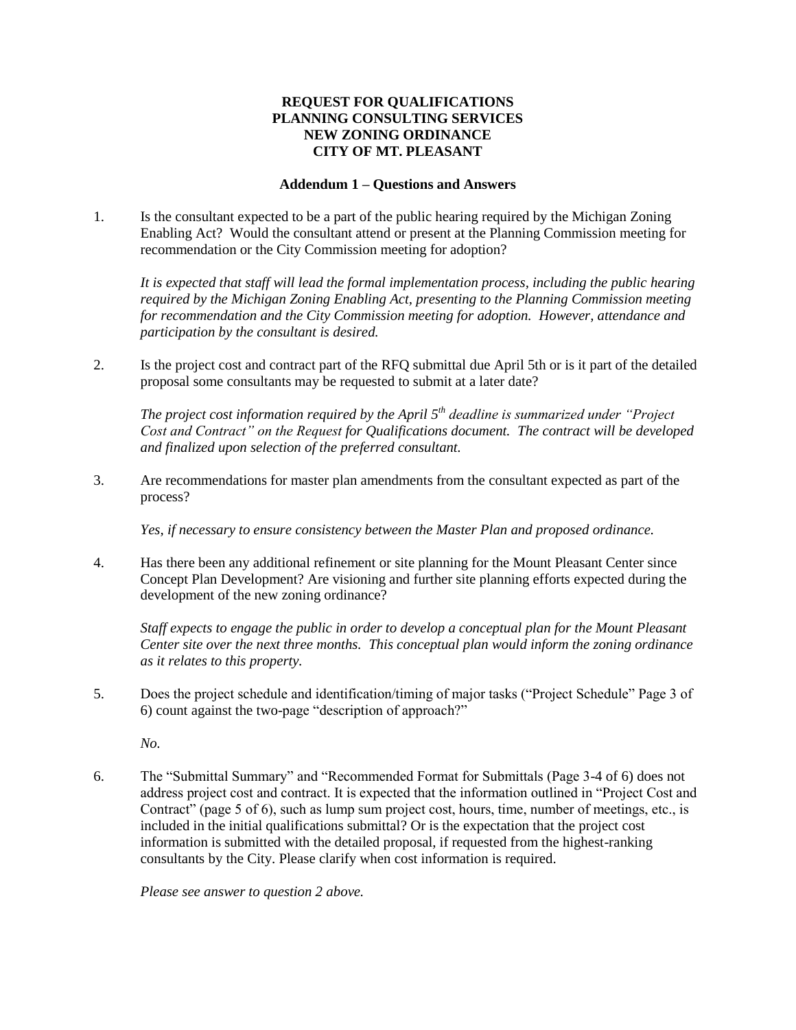**REQUEST FOR QUALIFICATIONS**
**PLANNING CONSULTING SERVICES**
**NEW ZONING ORDINANCE**
**CITY OF MT. PLEASANT**

**Addendum 1 – Questions and Answers**

1. Is the consultant expected to be a part of the public hearing required by the Michigan Zoning Enabling Act? Would the consultant attend or present at the Planning Commission meeting for recommendation or the City Commission meeting for adoption?

   *It is expected that staff will lead the formal implementation process, including the public hearing required by the Michigan Zoning Enabling Act, presenting to the Planning Commission meeting for recommendation and the City Commission meeting for adoption. However, attendance and participation by the consultant is desired.*

2. Is the project cost and contract part of the RFQ submittal due April 5th or is it part of the detailed proposal some consultants may be requested to submit at a later date?

   *The project cost information required by the April 5th deadline is summarized under "Project Cost and Contract" on the Request for Qualifications document. The contract will be developed and finalized upon selection of the preferred consultant.*

3. Are recommendations for master plan amendments from the consultant expected as part of the process?

   *Yes, if necessary to ensure consistency between the Master Plan and proposed ordinance.*

4. Has there been any additional refinement or site planning for the Mount Pleasant Center since Concept Plan Development? Are visioning and further site planning efforts expected during the development of the new zoning ordinance?

   *Staff expects to engage the public in order to develop a conceptual plan for the Mount Pleasant Center site over the next three months. This conceptual plan would inform the zoning ordinance as it relates to this property.*

5. Does the project schedule and identification/timing of major tasks ("Project Schedule" Page 3 of 6) count against the two-page "description of approach?"

   *No.*

6. The "Submittal Summary" and "Recommended Format for Submittals (Page 3-4 of 6) does not address project cost and contract. It is expected that the information outlined in "Project Cost and Contract" (page 5 of 6), such as lump sum project cost, hours, time, number of meetings, etc., is included in the initial qualifications submittal? Or is the expectation that the project cost information is submitted with the detailed proposal, if requested from the highest-ranking consultants by the City. Please clarify when cost information is required.

   *Please see answer to question 2 above.*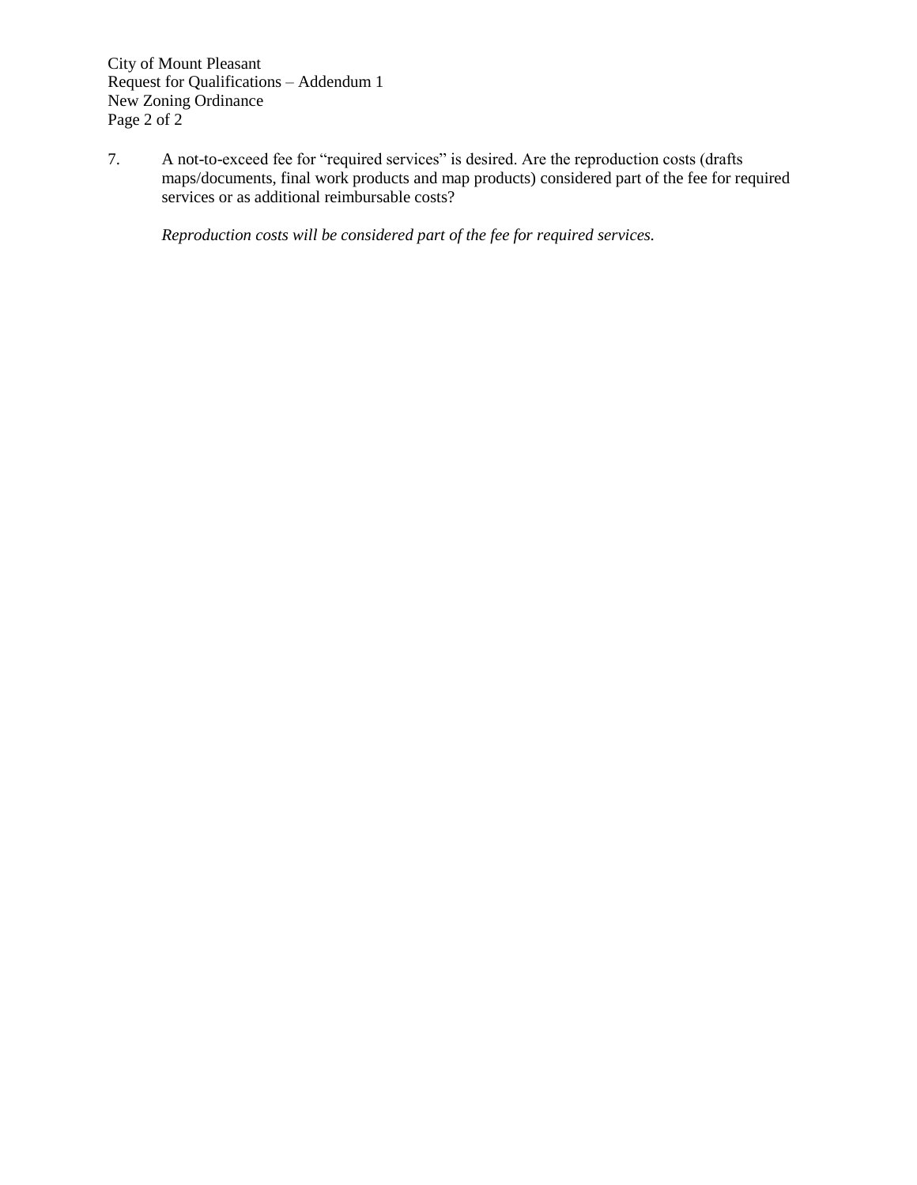7. A not-to-exceed fee for “required services” is desired. Are the reproduction costs (drafts maps/documents, final work products and map products) considered part of the fee for required services or as additional reimbursable costs?

   *Reproduction costs will be considered part of the fee for required services.*